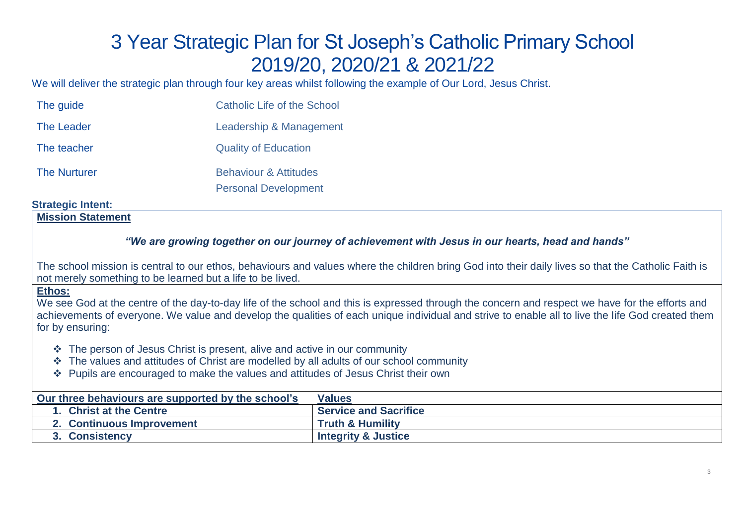# 3 Year Strategic Plan for St Joseph's Catholic Primary School 2019/20, 2020/21 & 2021/22

We will deliver the strategic plan through four key areas whilst following the example of Our Lord, Jesus Christ.

| | |
|---|---|
| The guide | Catholic Life of the School |
| The Leader | Leadership & Management |
| The teacher | Quality of Education |
| The Nurturer | Behaviour & Attitudes<br>Personal Development |

**Strategic Intent:**

**Mission Statement**

***"We are growing together on our journey of achievement with Jesus in our hearts, head and hands"***

The school mission is central to our ethos, behaviours and values where the children bring God into their daily lives so that the Catholic Faith is not merely something to be learned but a life to be lived.

**Ethos:**

We see God at the centre of the day-to-day life of the school and this is expressed through the concern and respect we have for the efforts and achievements of everyone. We value and develop the qualities of each unique individual and strive to enable all to live the life God created them for by ensuring:

- The person of Jesus Christ is present, alive and active in our community
- The values and attitudes of Christ are modelled by all adults of our school community
- Pupils are encouraged to make the values and attitudes of Jesus Christ their own

| Our three behaviours are supported by the school's | Values |
|---|---|
| **1. Christ at the Centre** | **Service and Sacrifice** |
| **2. Continuous Improvement** | **Truth & Humility** |
| **3. Consistency** | **Integrity & Justice** |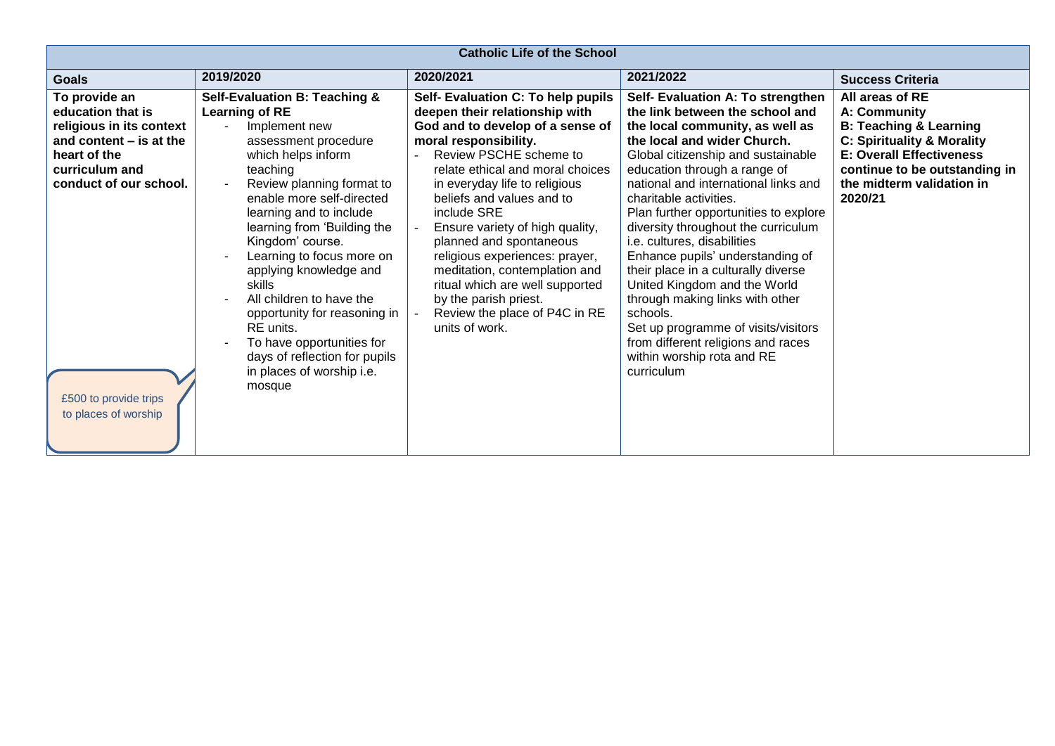| Catholic Life of the School | | | | |
|---|---|---|---|---|
| **Goals** | **2019/2020** | **2020/2021** | **2021/2022** | **Success Criteria** |
| **To provide an education that is religious in its context and content – is at the heart of the curriculum and conduct of our school.**<br><br>£500 to provide trips to places of worship | **Self-Evaluation B: Teaching & Learning of RE**<br>- Implement new assessment procedure which helps inform teaching<br>- Review planning format to enable more self-directed learning and to include learning from 'Building the Kingdom' course.<br>- Learning to focus more on applying knowledge and skills<br>- All children to have the opportunity for reasoning in RE units.<br>- To have opportunities for days of reflection for pupils in places of worship i.e. mosque | **Self- Evaluation C: To help pupils deepen their relationship with God and to develop of a sense of moral responsibility.**<br>- Review PSCHE scheme to relate ethical and moral choices in everyday life to religious beliefs and values and to include SRE<br>- Ensure variety of high quality, planned and spontaneous religious experiences: prayer, meditation, contemplation and ritual which are well supported by the parish priest.<br>- Review the place of P4C in RE units of work. | **Self- Evaluation A: To strengthen the link between the school and the local community, as well as the local and wider Church.**<br>Global citizenship and sustainable education through a range of national and international links and charitable activities.<br>Plan further opportunities to explore diversity throughout the curriculum i.e. cultures, disabilities<br>Enhance pupils' understanding of their place in a culturally diverse United Kingdom and the World through making links with other schools.<br>Set up programme of visits/visitors from different religions and races within worship rota and RE curriculum | **All areas of RE**<br>**A: Community**<br>**B: Teaching & Learning**<br>**C: Spirituality & Morality**<br>**E: Overall Effectiveness**<br>**continue to be outstanding in the midterm validation in 2020/21** |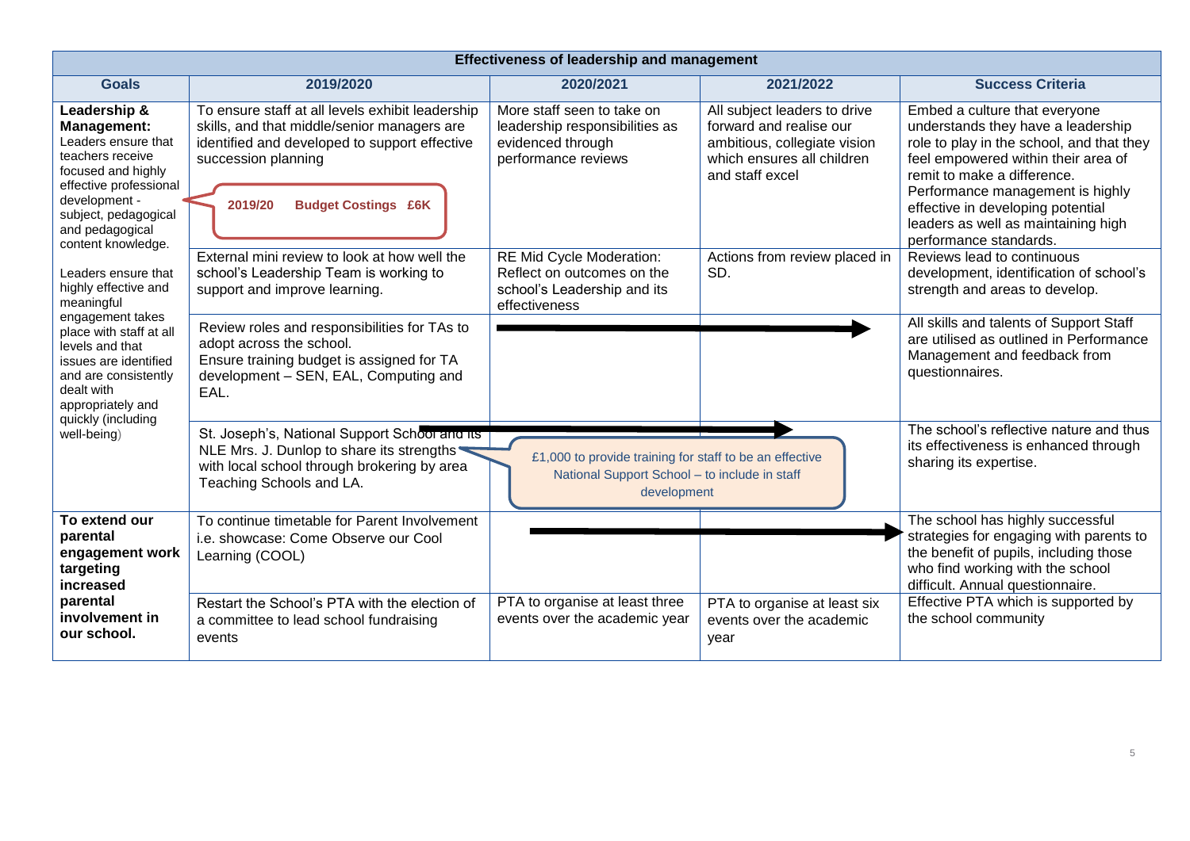| Effectiveness of leadership and management | | | | |
|---|---|---|---|---|
| **Goals** | **2019/2020** | **2020/2021** | **2021/2022** | **Success Criteria** |
| **Leadership & Management:** Leaders ensure that teachers receive focused and highly effective professional development - subject, pedagogical and pedagogical content knowledge.<br><br>Leaders ensure that highly effective and meaningful engagement takes place with staff at all levels and that issues are identified and are consistently dealt with appropriately and quickly (including well-being) | To ensure staff at all levels exhibit leadership skills, and that middle/senior managers are identified and developed to support effective succession planning<br><br>**2019/20 Budget Costings £6K** | More staff seen to take on leadership responsibilities as evidenced through performance reviews | All subject leaders to drive forward and realise our ambitious, collegiate vision which ensures all children and staff excel | Embed a culture that everyone understands they have a leadership role to play in the school, and that they feel empowered within their area of remit to make a difference. Performance management is highly effective in developing potential leaders as well as maintaining high performance standards. |
| | External mini review to look at how well the school's Leadership Team is working to support and improve learning. | RE Mid Cycle Moderation: Reflect on outcomes on the school's Leadership and its effectiveness | Actions from review placed in SD. | Reviews lead to continuous development, identification of school's strength and areas to develop. |
| | Review roles and responsibilities for TAs to adopt across the school.<br>Ensure training budget is assigned for TA development – SEN, EAL, Computing and EAL. | → | → | All skills and talents of Support Staff are utilised as outlined in Performance Management and feedback from questionnaires. |
| | St. Joseph's, National Support School and its NLE Mrs. J. Dunlop to share its strengths with local school through brokering by area Teaching Schools and LA. | → £1,000 to provide training for staff to be an effective National Support School – to include in staff development | → | The school's reflective nature and thus its effectiveness is enhanced through sharing its expertise. |
| **To extend our parental engagement work targeting increased parental involvement in our school.** | To continue timetable for Parent Involvement i.e. showcase: Come Observe our Cool Learning (COOL) | → | → | The school has highly successful strategies for engaging with parents to the benefit of pupils, including those who find working with the school difficult. Annual questionnaire. |
| | Restart the School's PTA with the election of a committee to lead school fundraising events | PTA to organise at least three events over the academic year | PTA to organise at least six events over the academic year | Effective PTA which is supported by the school community |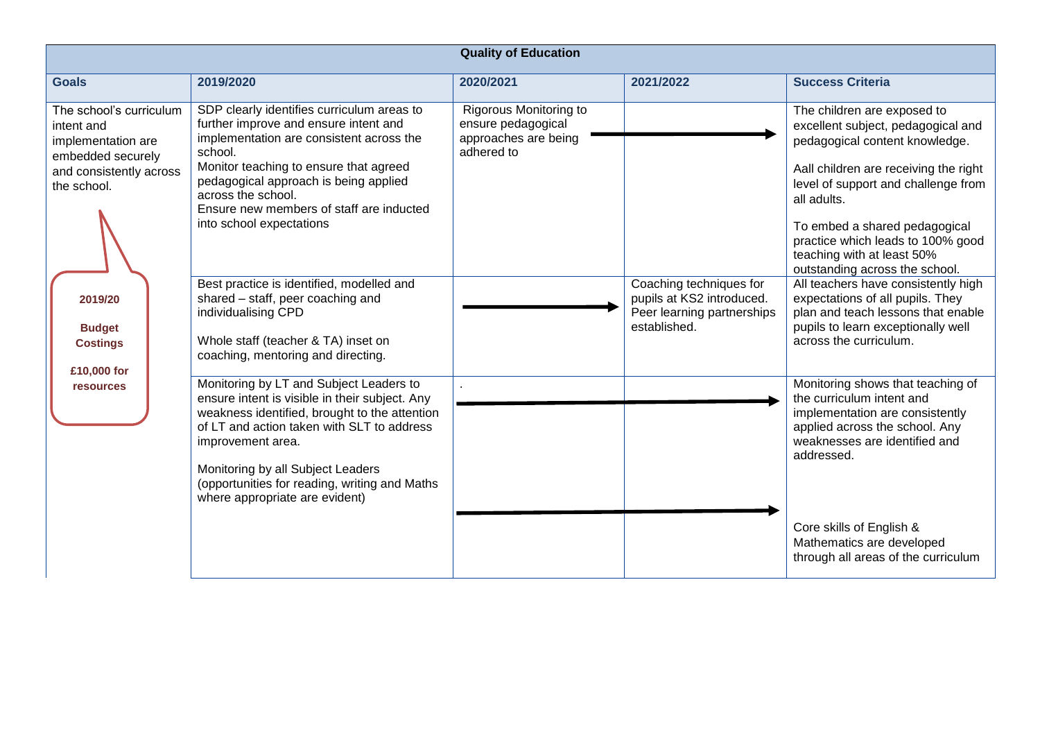| Quality of Education | | | | |
|---|---|---|---|---|
| **Goals** | **2019/2020** | **2020/2021** | **2021/2022** | **Success Criteria** |
| The school's curriculum intent and implementation are embedded securely and consistently across the school.<br><br>**2019/20**<br>**Budget Costings**<br>**£10,000 for resources** | SDP clearly identifies curriculum areas to further improve and ensure intent and implementation are consistent across the school.<br>Monitor teaching to ensure that agreed pedagogical approach is being applied across the school.<br>Ensure new members of staff are inducted into school expectations | Rigorous Monitoring to ensure pedagogical approaches are being adhered to | → | The children are exposed to excellent subject, pedagogical and pedagogical content knowledge.<br><br>Aall children are receiving the right level of support and challenge from all adults.<br><br>To embed a shared pedagogical practice which leads to 100% good teaching with at least 50% outstanding across the school. |
| | Best practice is identified, modelled and shared – staff, peer coaching and individualising CPD<br><br>Whole staff (teacher & TA) inset on coaching, mentoring and directing. | → | Coaching techniques for pupils at KS2 introduced. Peer learning partnerships established. | All teachers have consistently high expectations of all pupils. They plan and teach lessons that enable pupils to learn exceptionally well across the curriculum. |
| | Monitoring by LT and Subject Leaders to ensure intent is visible in their subject. Any weakness identified, brought to the attention of LT and action taken with SLT to address improvement area.<br><br>Monitoring by all Subject Leaders (opportunities for reading, writing and Maths where appropriate are evident) | .<br>→<br><br>→ | → | Monitoring shows that teaching of the curriculum intent and implementation are consistently applied across the school. Any weaknesses are identified and addressed.<br><br>Core skills of English & Mathematics are developed through all areas of the curriculum |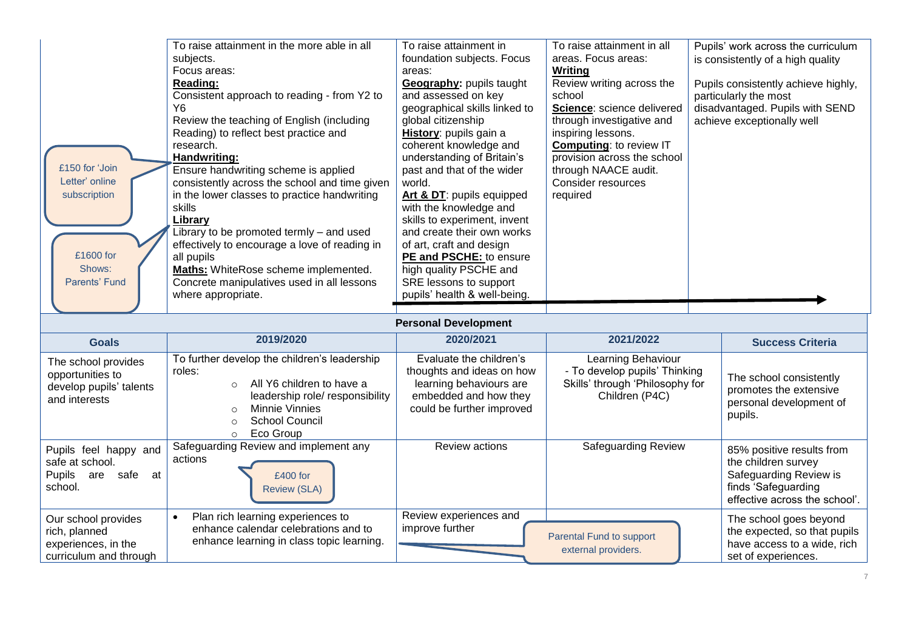| | | | | |
|---|---|---|---|---|
| £150 for 'Join Letter' online subscription<br><br>£1600 for Shows: Parents' Fund | To raise attainment in the more able in all subjects.<br>Focus areas:<br>**Reading:**<br>Consistent approach to reading - from Y2 to Y6<br>Review the teaching of English (including Reading) to reflect best practice and research.<br>**Handwriting:**<br>Ensure handwriting scheme is applied consistently across the school and time given in the lower classes to practice handwriting skills<br>**Library**<br>Library to be promoted termly – and used effectively to encourage a love of reading in all pupils<br>**Maths:** WhiteRose scheme implemented. Concrete manipulatives used in all lessons where appropriate. | To raise attainment in foundation subjects. Focus areas:<br>**Geography:** pupils taught and assessed on key geographical skills linked to global citizenship<br>**History**: pupils gain a coherent knowledge and understanding of Britain's past and that of the wider world.<br>**Art & DT**: pupils equipped with the knowledge and skills to experiment, invent and create their own works of art, craft and design<br>**PE and PSCHE:** to ensure high quality PSCHE and SRE lessons to support pupils' health & well-being. | To raise attainment in all areas. Focus areas:<br>**Writing**<br>Review writing across the school<br>**Science**: science delivered through investigative and inspiring lessons.<br>**Computing**: to review IT provision across the school through NAACE audit. Consider resources required | Pupils' work across the curriculum is consistently of a high quality<br><br>Pupils consistently achieve highly, particularly the most disadvantaged. Pupils with SEND achieve exceptionally well |

**Personal Development**

| Goals | 2019/2020 | 2020/2021 | 2021/2022 | Success Criteria |
|---|---|---|---|---|
| The school provides opportunities to develop pupils' talents and interests | To further develop the children's leadership roles:<br>○ All Y6 children to have a leadership role/ responsibility<br>○ Minnie Vinnies<br>○ School Council<br>○ Eco Group | Evaluate the children's thoughts and ideas on how learning behaviours are embedded and how they could be further improved | Learning Behaviour<br>- To develop pupils' Thinking Skills' through 'Philosophy for Children (P4C) | The school consistently promotes the extensive personal development of pupils. |
| Pupils feel happy and safe at school.<br>Pupils are safe at school. | Safeguarding Review and implement any actions<br>£400 for Review (SLA) | Review actions | Safeguarding Review | 85% positive results from the children survey<br>Safeguarding Review is finds 'Safeguarding effective across the school'. |
| Our school provides rich, planned experiences, in the curriculum and through | • Plan rich learning experiences to enhance calendar celebrations and to enhance learning in class topic learning. | Review experiences and improve further | Parental Fund to support external providers. | The school goes beyond the expected, so that pupils have access to a wide, rich set of experiences. |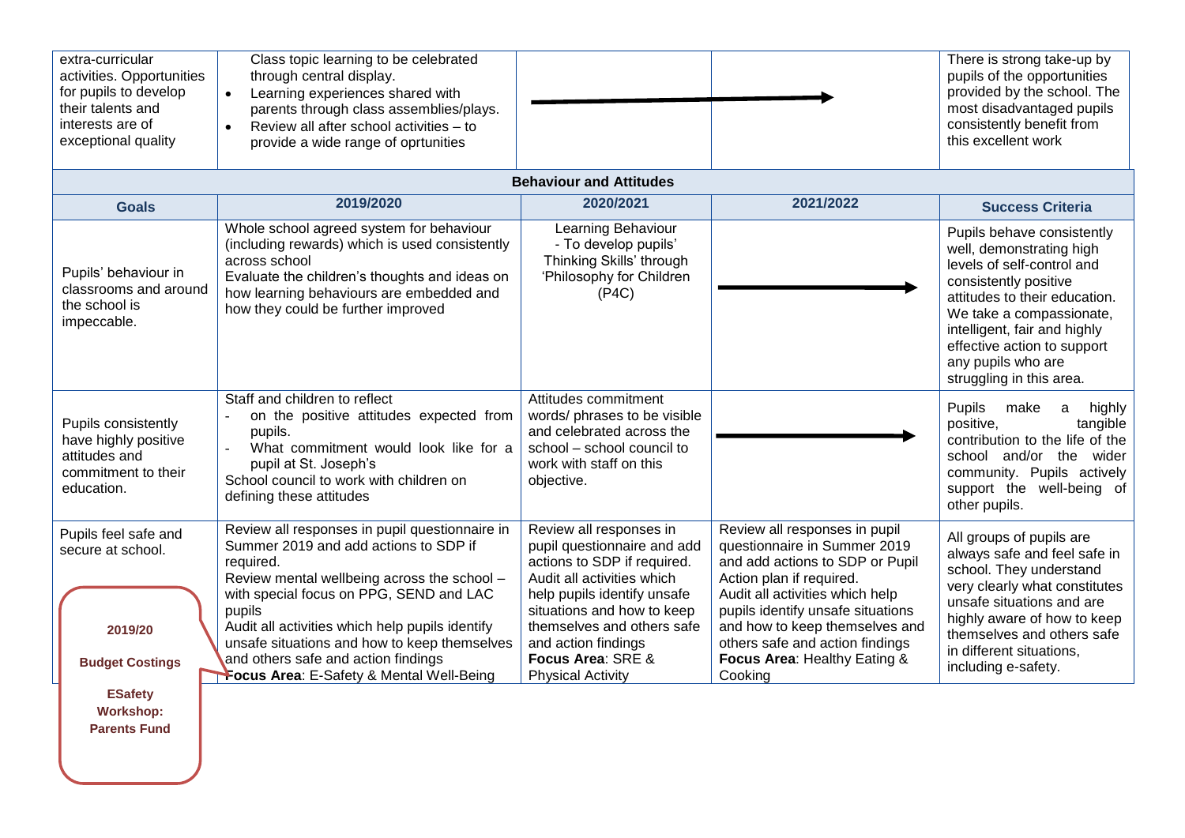| | | | | |
|---|---|---|---|---|
| extra-curricular activities. Opportunities for pupils to develop their talents and interests are of exceptional quality | Class topic learning to be celebrated through central display.<br>• Learning experiences shared with parents through class assemblies/plays.<br>• Review all after school activities – to provide a wide range of oprtunities | → | | There is strong take-up by pupils of the opportunities provided by the school. The most disadvantaged pupils consistently benefit from this excellent work |

**Behaviour and Attitudes**

| Goals | 2019/2020 | 2020/2021 | 2021/2022 | Success Criteria |
|---|---|---|---|---|
| Pupils' behaviour in classrooms and around the school is impeccable. | Whole school agreed system for behaviour (including rewards) which is used consistently across school<br>Evaluate the children's thoughts and ideas on how learning behaviours are embedded and how they could be further improved | Learning Behaviour<br>- To develop pupils' Thinking Skills' through 'Philosophy for Children (P4C) | → | Pupils behave consistently well, demonstrating high levels of self-control and consistently positive attitudes to their education. We take a compassionate, intelligent, fair and highly effective action to support any pupils who are struggling in this area. |
| Pupils consistently have highly positive attitudes and commitment to their education. | Staff and children to reflect<br>- on the positive attitudes expected from pupils.<br>- What commitment would look like for a pupil at St. Joseph's<br>School council to work with children on defining these attitudes | Attitudes commitment words/ phrases to be visible and celebrated across the school – school council to work with staff on this objective. | → | Pupils make a highly positive, tangible contribution to the life of the school and/or the wider community. Pupils actively support the well-being of other pupils. |
| Pupils feel safe and secure at school.<br><br>**2019/20**<br>**Budget Costings**<br>**ESafety Workshop: Parents Fund** | Review all responses in pupil questionnaire in Summer 2019 and add actions to SDP if required.<br>Review mental wellbeing across the school – with special focus on PPG, SEND and LAC pupils<br>Audit all activities which help pupils identify unsafe situations and how to keep themselves and others safe and action findings<br>**Focus Area**: E-Safety & Mental Well-Being | Review all responses in pupil questionnaire and add actions to SDP if required.<br>Audit all activities which help pupils identify unsafe situations and how to keep themselves and others safe and action findings<br>**Focus Area**: SRE & Physical Activity | Review all responses in pupil questionnaire in Summer 2019 and add actions to SDP or Pupil Action plan if required.<br>Audit all activities which help pupils identify unsafe situations and how to keep themselves and others safe and action findings<br>**Focus Area**: Healthy Eating & Cooking | All groups of pupils are always safe and feel safe in school. They understand very clearly what constitutes unsafe situations and are highly aware of how to keep themselves and others safe in different situations, including e-safety. |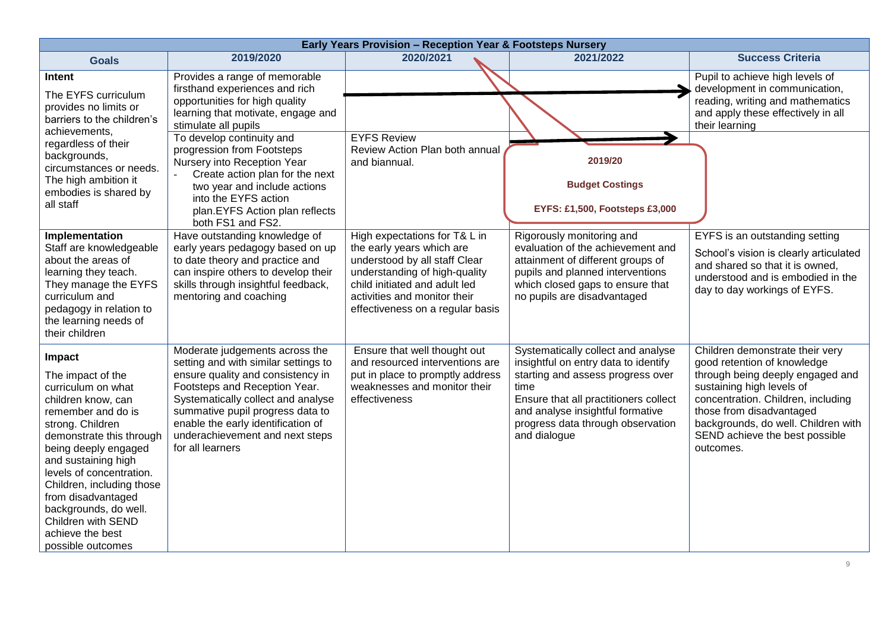| Early Years Provision – Reception Year & Footsteps Nursery | | | | |
|---|---|---|---|---|
| **Goals** | **2019/2020** | **2020/2021** | **2021/2022** | **Success Criteria** |
| **Intent**<br>The EYFS curriculum provides no limits or barriers to the children's achievements, regardless of their backgrounds, circumstances or needs. The high ambition it embodies is shared by all staff | Provides a range of memorable firsthand experiences and rich opportunities for high quality learning that motivate, engage and stimulate all pupils<br>To develop continuity and progression from Footsteps Nursery into Reception Year<br>- Create action plan for the next two year and include actions into the EYFS action plan.EYFS Action plan reflects both FS1 and FS2. | EYFS Review<br>Review Action Plan both annual and biannual. | **2019/20**<br>**Budget Costings**<br>**EYFS: £1,500, Footsteps £3,000** | Pupil to achieve high levels of development in communication, reading, writing and mathematics and apply these effectively in all their learning |
| **Implementation**<br>Staff are knowledgeable about the areas of learning they teach. They manage the EYFS curriculum and pedagogy in relation to the learning needs of their children | Have outstanding knowledge of early years pedagogy based on up to date theory and practice and can inspire others to develop their skills through insightful feedback, mentoring and coaching | High expectations for T& L in the early years which are understood by all staff Clear understanding of high-quality child initiated and adult led activities and monitor their effectiveness on a regular basis | Rigorously monitoring and evaluation of the achievement and attainment of different groups of pupils and planned interventions which closed gaps to ensure that no pupils are disadvantaged | EYFS is an outstanding setting<br>School's vision is clearly articulated and shared so that it is owned, understood and is embodied in the day to day workings of EYFS. |
| **Impact**<br>The impact of the curriculum on what children know, can remember and do is strong. Children demonstrate this through being deeply engaged and sustaining high levels of concentration. Children, including those from disadvantaged backgrounds, do well. Children with SEND achieve the best possible outcomes | Moderate judgements across the setting and with similar settings to ensure quality and consistency in Footsteps and Reception Year. Systematically collect and analyse summative pupil progress data to enable the early identification of underachievement and next steps for all learners | Ensure that well thought out and resourced interventions are put in place to promptly address weaknesses and monitor their effectiveness | Systematically collect and analyse insightful on entry data to identify starting and assess progress over time<br>Ensure that all practitioners collect and analyse insightful formative progress data through observation and dialogue | Children demonstrate their very good retention of knowledge through being deeply engaged and sustaining high levels of concentration. Children, including those from disadvantaged backgrounds, do well. Children with SEND achieve the best possible outcomes. |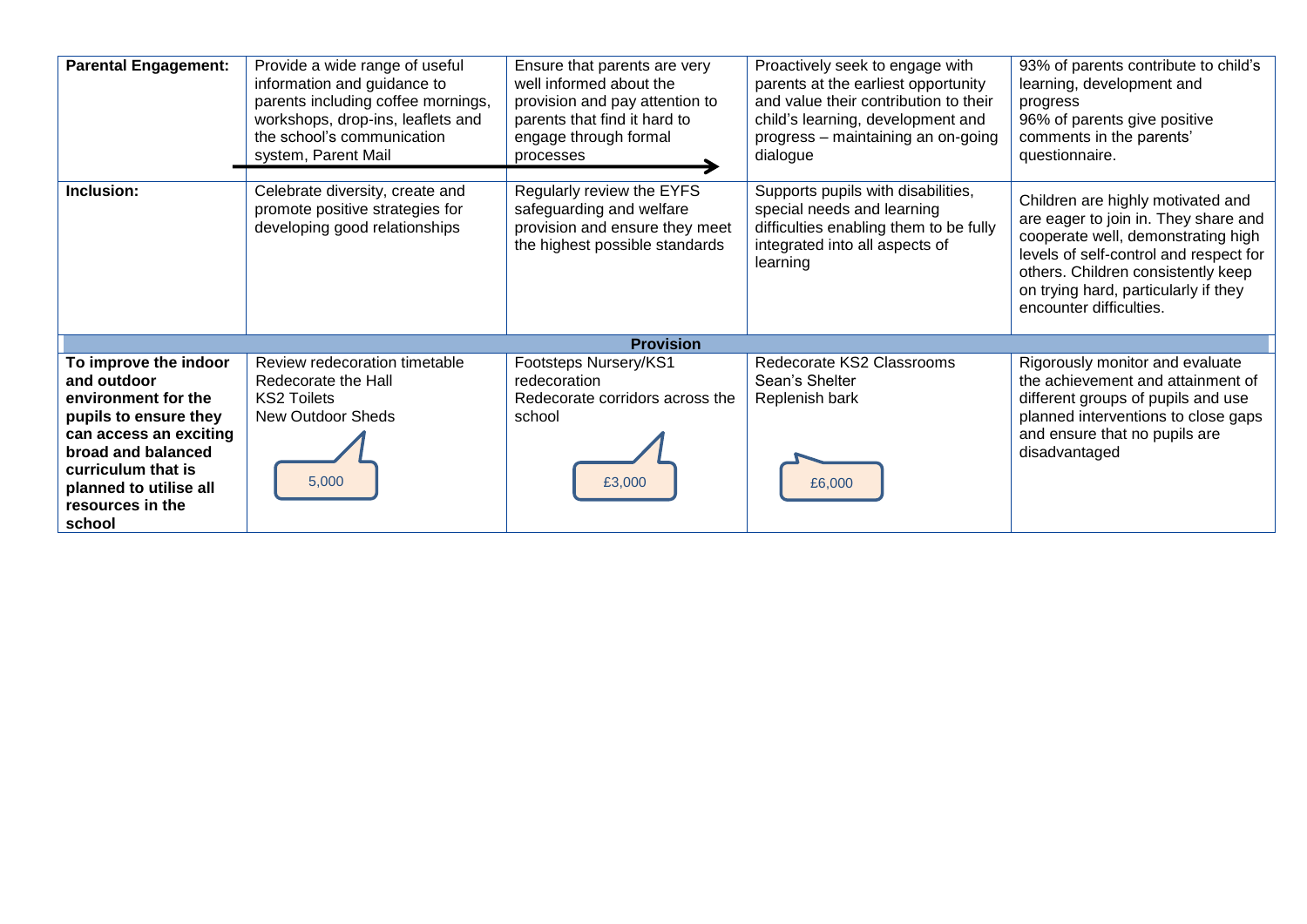| | | | | |
|---|---|---|---|---|
| **Parental Engagement:** | Provide a wide range of useful information and guidance to parents including coffee mornings, workshops, drop-ins, leaflets and the school's communication system, Parent Mail | Ensure that parents are very well informed about the provision and pay attention to parents that find it hard to engage through formal processes | Proactively seek to engage with parents at the earliest opportunity and value their contribution to their child's learning, development and progress – maintaining an on-going dialogue | 93% of parents contribute to child's learning, development and progress<br>96% of parents give positive comments in the parents' questionnaire. |
| **Inclusion:** | Celebrate diversity, create and promote positive strategies for developing good relationships | Regularly review the EYFS safeguarding and welfare provision and ensure they meet the highest possible standards | Supports pupils with disabilities, special needs and learning difficulties enabling them to be fully integrated into all aspects of learning | Children are highly motivated and are eager to join in. They share and cooperate well, demonstrating high levels of self-control and respect for others. Children consistently keep on trying hard, particularly if they encounter difficulties. |
| | | **Provision** | | |
| **To improve the indoor and outdoor environment for the pupils to ensure they can access an exciting broad and balanced curriculum that is planned to utilise all resources in the school** | Review redecoration timetable<br>Redecorate the Hall<br>KS2 Toilets<br>New Outdoor Sheds<br>5,000 | Footsteps Nursery/KS1 redecoration<br>Redecorate corridors across the school<br>£3,000 | Redecorate KS2 Classrooms<br>Sean's Shelter<br>Replenish bark<br>£6,000 | Rigorously monitor and evaluate the achievement and attainment of different groups of pupils and use planned interventions to close gaps and ensure that no pupils are disadvantaged |